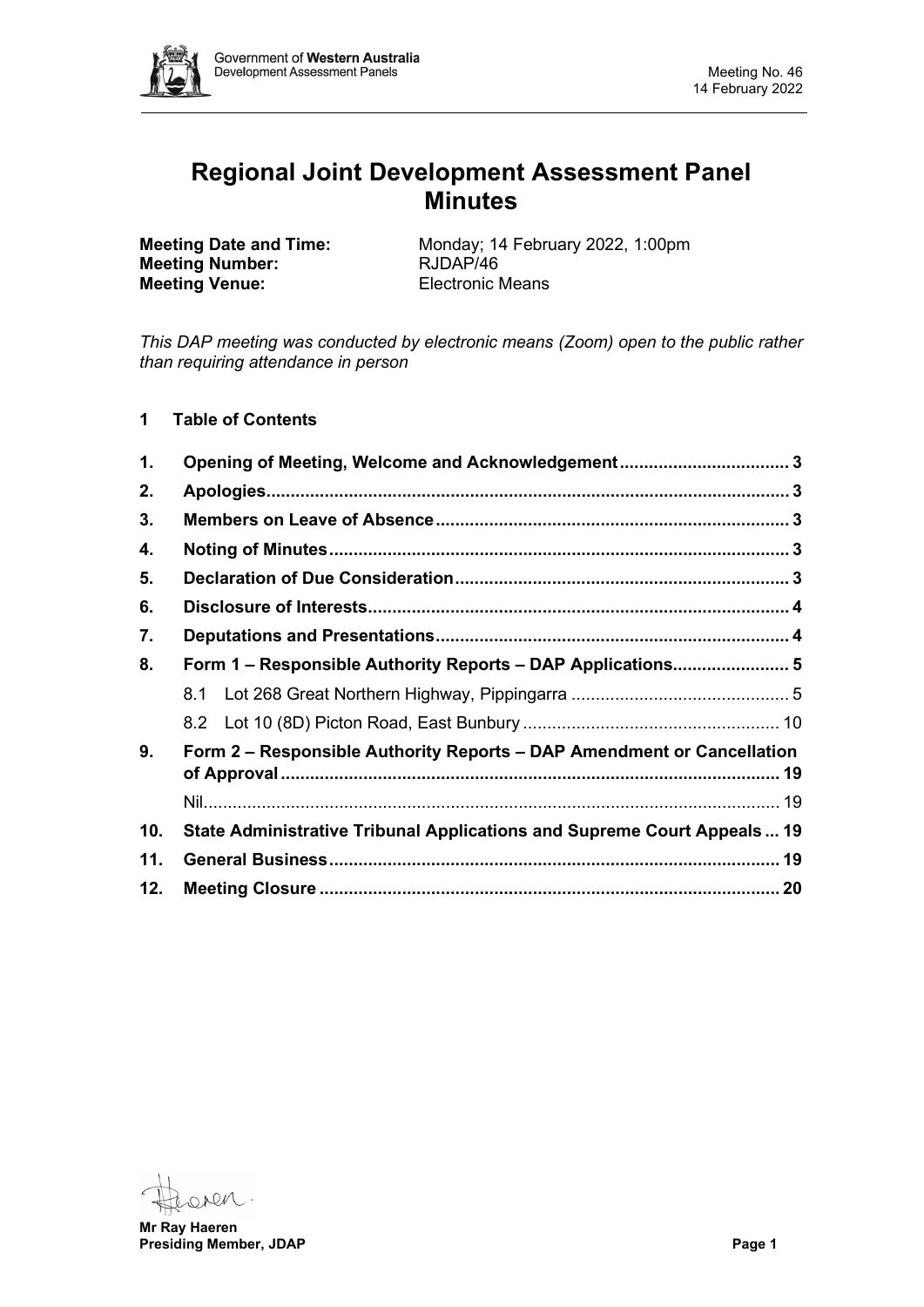# Regional Joint Development Assessment Panel Minutes

**Meeting Date and Time:** Monday; 14 February 2022, 1:00pm
**Meeting Number:** RJDAP/46
**Meeting Venue:** Electronic Means

*This DAP meeting was conducted by electronic means (Zoom) open to the public rather than requiring attendance in person*

## 1 Table of Contents

| | | |
|---|---|---|
| **1.** | **Opening of Meeting, Welcome and Acknowledgement** | **3** |
| **2.** | **Apologies** | **3** |
| **3.** | **Members on Leave of Absence** | **3** |
| **4.** | **Noting of Minutes** | **3** |
| **5.** | **Declaration of Due Consideration** | **3** |
| **6.** | **Disclosure of Interests** | **4** |
| **7.** | **Deputations and Presentations** | **4** |
| **8.** | **Form 1 – Responsible Authority Reports – DAP Applications** | **5** |
| | 8.1 Lot 268 Great Northern Highway, Pippingarra | 5 |
| | 8.2 Lot 10 (8D) Picton Road, East Bunbury | 10 |
| **9.** | **Form 2 – Responsible Authority Reports – DAP Amendment or Cancellation of Approval** | **19** |
| | Nil | 19 |
| **10.** | **State Administrative Tribunal Applications and Supreme Court Appeals** | **19** |
| **11.** | **General Business** | **19** |
| **12.** | **Meeting Closure** | **20** |

**Mr Ray Haeren**
**Presiding Member, JDAP**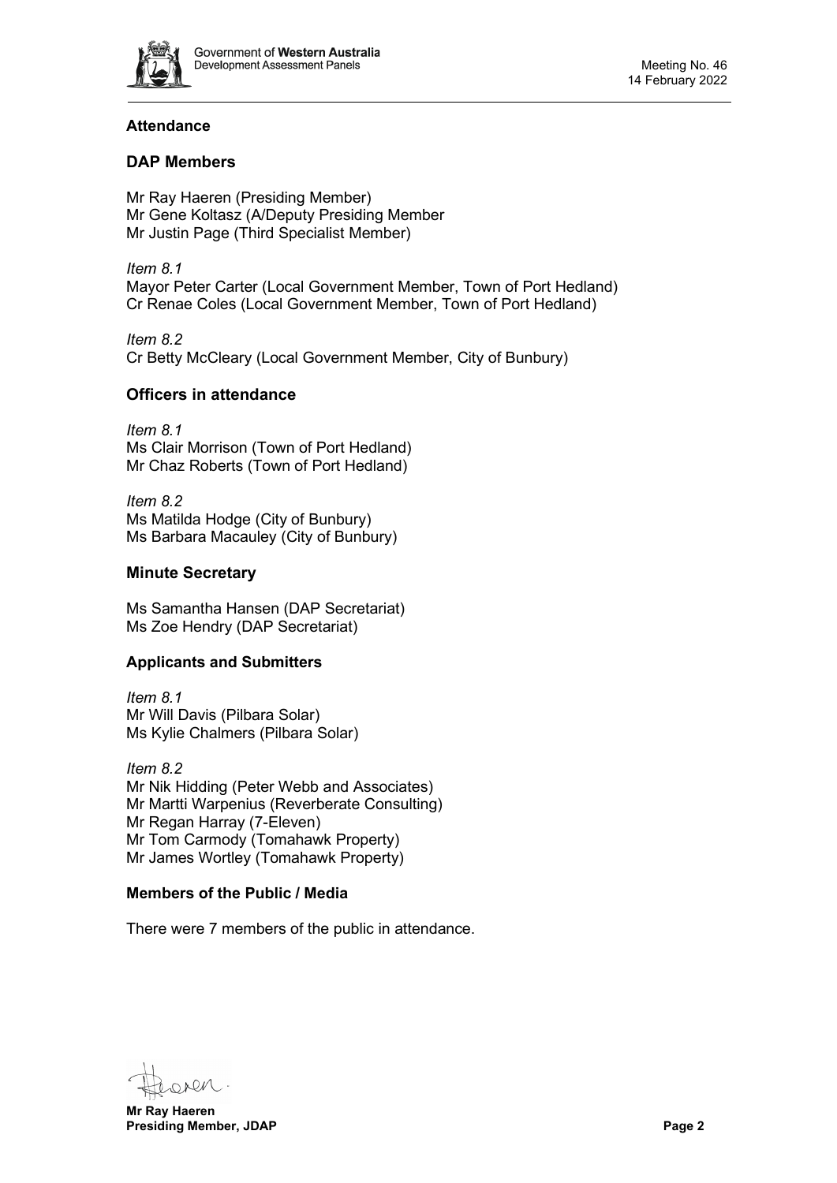## Attendance

### DAP Members

Mr Ray Haeren (Presiding Member)
Mr Gene Koltasz (A/Deputy Presiding Member
Mr Justin Page (Third Specialist Member)

*Item 8.1*
Mayor Peter Carter (Local Government Member, Town of Port Hedland)
Cr Renae Coles (Local Government Member, Town of Port Hedland)

*Item 8.2*
Cr Betty McCleary (Local Government Member, City of Bunbury)

### Officers in attendance

*Item 8.1*
Ms Clair Morrison (Town of Port Hedland)
Mr Chaz Roberts (Town of Port Hedland)

*Item 8.2*
Ms Matilda Hodge (City of Bunbury)
Ms Barbara Macauley (City of Bunbury)

### Minute Secretary

Ms Samantha Hansen (DAP Secretariat)
Ms Zoe Hendry (DAP Secretariat)

### Applicants and Submitters

*Item 8.1*
Mr Will Davis (Pilbara Solar)
Ms Kylie Chalmers (Pilbara Solar)

*Item 8.2*
Mr Nik Hidding (Peter Webb and Associates)
Mr Martti Warpenius (Reverberate Consulting)
Mr Regan Harray (7-Eleven)
Mr Tom Carmody (Tomahawk Property)
Mr James Wortley (Tomahawk Property)

### Members of the Public / Media

There were 7 members of the public in attendance.

**Mr Ray Haeren**
**Presiding Member, JDAP**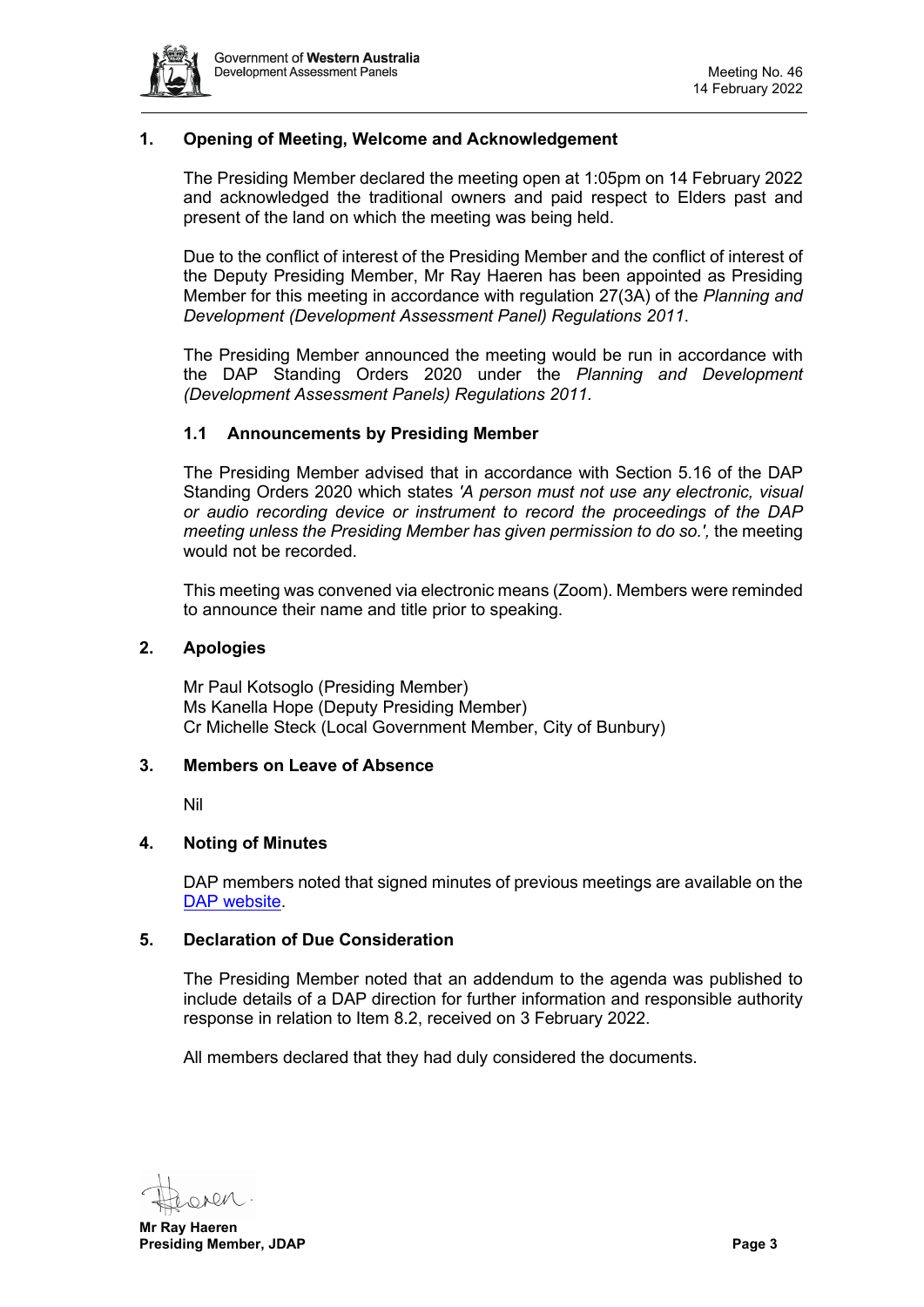## 1. Opening of Meeting, Welcome and Acknowledgement

The Presiding Member declared the meeting open at 1:05pm on 14 February 2022 and acknowledged the traditional owners and paid respect to Elders past and present of the land on which the meeting was being held.

Due to the conflict of interest of the Presiding Member and the conflict of interest of the Deputy Presiding Member, Mr Ray Haeren has been appointed as Presiding Member for this meeting in accordance with regulation 27(3A) of the *Planning and Development (Development Assessment Panel) Regulations 2011*.

The Presiding Member announced the meeting would be run in accordance with the DAP Standing Orders 2020 under the *Planning and Development (Development Assessment Panels) Regulations 2011.*

### 1.1 Announcements by Presiding Member

The Presiding Member advised that in accordance with Section 5.16 of the DAP Standing Orders 2020 which states *'A person must not use any electronic, visual or audio recording device or instrument to record the proceedings of the DAP meeting unless the Presiding Member has given permission to do so.',* the meeting would not be recorded.

This meeting was convened via electronic means (Zoom). Members were reminded to announce their name and title prior to speaking.

## 2. Apologies

Mr Paul Kotsoglo (Presiding Member)
Ms Kanella Hope (Deputy Presiding Member)
Cr Michelle Steck (Local Government Member, City of Bunbury)

## 3. Members on Leave of Absence

Nil

## 4. Noting of Minutes

DAP members noted that signed minutes of previous meetings are available on the DAP website.

## 5. Declaration of Due Consideration

The Presiding Member noted that an addendum to the agenda was published to include details of a DAP direction for further information and responsible authority response in relation to Item 8.2, received on 3 February 2022.

All members declared that they had duly considered the documents.

**Mr Ray Haeren**
**Presiding Member, JDAP**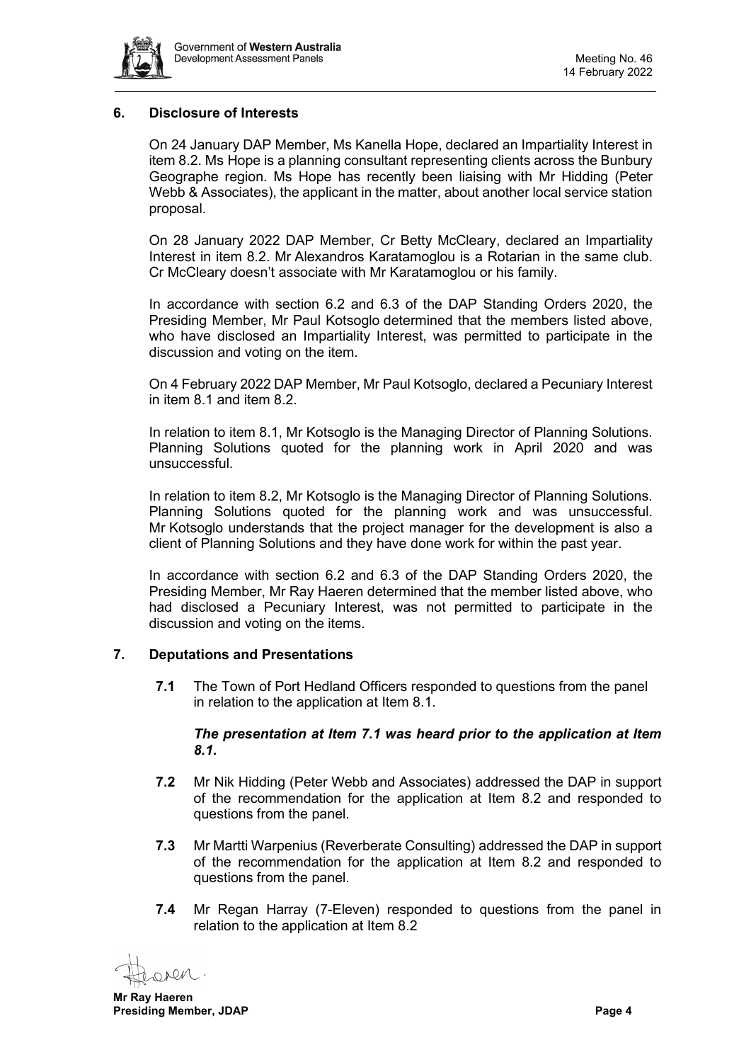## 6. Disclosure of Interests

On 24 January DAP Member, Ms Kanella Hope, declared an Impartiality Interest in item 8.2. Ms Hope is a planning consultant representing clients across the Bunbury Geographe region. Ms Hope has recently been liaising with Mr Hidding (Peter Webb & Associates), the applicant in the matter, about another local service station proposal.

On 28 January 2022 DAP Member, Cr Betty McCleary, declared an Impartiality Interest in item 8.2. Mr Alexandros Karatamoglou is a Rotarian in the same club. Cr McCleary doesn't associate with Mr Karatamoglou or his family.

In accordance with section 6.2 and 6.3 of the DAP Standing Orders 2020, the Presiding Member, Mr Paul Kotsoglo determined that the members listed above, who have disclosed an Impartiality Interest, was permitted to participate in the discussion and voting on the item.

On 4 February 2022 DAP Member, Mr Paul Kotsoglo, declared a Pecuniary Interest in item 8.1 and item 8.2.

In relation to item 8.1, Mr Kotsoglo is the Managing Director of Planning Solutions. Planning Solutions quoted for the planning work in April 2020 and was unsuccessful.

In relation to item 8.2, Mr Kotsoglo is the Managing Director of Planning Solutions. Planning Solutions quoted for the planning work and was unsuccessful. Mr Kotsoglo understands that the project manager for the development is also a client of Planning Solutions and they have done work for within the past year.

In accordance with section 6.2 and 6.3 of the DAP Standing Orders 2020, the Presiding Member, Mr Ray Haeren determined that the member listed above, who had disclosed a Pecuniary Interest, was not permitted to participate in the discussion and voting on the items.

## 7. Deputations and Presentations

**7.1** The Town of Port Hedland Officers responded to questions from the panel in relation to the application at Item 8.1.

***The presentation at Item 7.1 was heard prior to the application at Item 8.1.***

**7.2** Mr Nik Hidding (Peter Webb and Associates) addressed the DAP in support of the recommendation for the application at Item 8.2 and responded to questions from the panel.

**7.3** Mr Martti Warpenius (Reverberate Consulting) addressed the DAP in support of the recommendation for the application at Item 8.2 and responded to questions from the panel.

**7.4** Mr Regan Harray (7-Eleven) responded to questions from the panel in relation to the application at Item 8.2

**Mr Ray Haeren**
**Presiding Member, JDAP**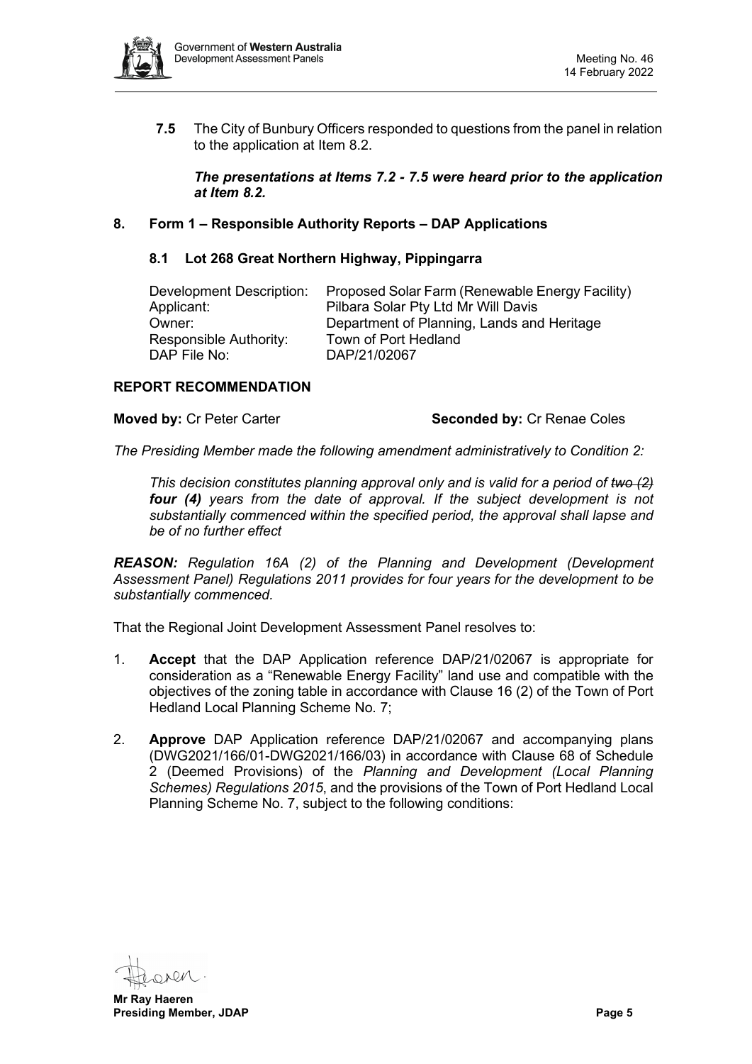**7.5** The City of Bunbury Officers responded to questions from the panel in relation to the application at Item 8.2.

***The presentations at Items 7.2 - 7.5 were heard prior to the application at Item 8.2.***

## 8. Form 1 – Responsible Authority Reports – DAP Applications

### 8.1 Lot 268 Great Northern Highway, Pippingarra

| | |
|---|---|
| Development Description: | Proposed Solar Farm (Renewable Energy Facility) |
| Applicant: | Pilbara Solar Pty Ltd Mr Will Davis |
| Owner: | Department of Planning, Lands and Heritage |
| Responsible Authority: | Town of Port Hedland |
| DAP File No: | DAP/21/02067 |

**REPORT RECOMMENDATION**

**Moved by:** Cr Peter Carter **Seconded by:** Cr Renae Coles

*The Presiding Member made the following amendment administratively to Condition 2:*

*This decision constitutes planning approval only and is valid for a period of ~~two (2)~~ **four (4)** years from the date of approval. If the subject development is not substantially commenced within the specified period, the approval shall lapse and be of no further effect*

***REASON:*** *Regulation 16A (2) of the Planning and Development (Development Assessment Panel) Regulations 2011 provides for four years for the development to be substantially commenced.*

That the Regional Joint Development Assessment Panel resolves to:

1. **Accept** that the DAP Application reference DAP/21/02067 is appropriate for consideration as a "Renewable Energy Facility" land use and compatible with the objectives of the zoning table in accordance with Clause 16 (2) of the Town of Port Hedland Local Planning Scheme No. 7;

2. **Approve** DAP Application reference DAP/21/02067 and accompanying plans (DWG2021/166/01-DWG2021/166/03) in accordance with Clause 68 of Schedule 2 (Deemed Provisions) of the *Planning and Development (Local Planning Schemes) Regulations 2015*, and the provisions of the Town of Port Hedland Local Planning Scheme No. 7, subject to the following conditions:

**Mr Ray Haeren**
**Presiding Member, JDAP**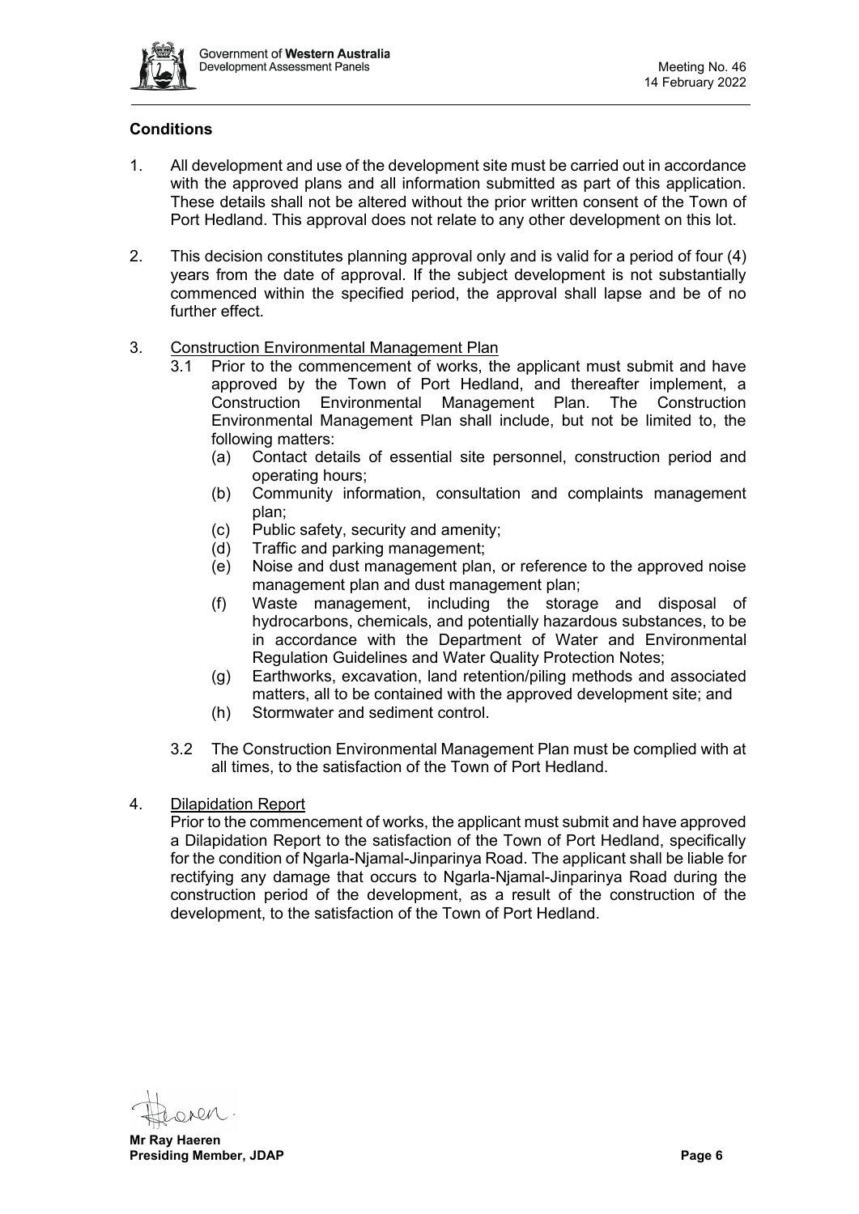## Conditions

1. All development and use of the development site must be carried out in accordance with the approved plans and all information submitted as part of this application. These details shall not be altered without the prior written consent of the Town of Port Hedland. This approval does not relate to any other development on this lot.

2. This decision constitutes planning approval only and is valid for a period of four (4) years from the date of approval. If the subject development is not substantially commenced within the specified period, the approval shall lapse and be of no further effect.

3. Construction Environmental Management Plan
   3.1 Prior to the commencement of works, the applicant must submit and have approved by the Town of Port Hedland, and thereafter implement, a Construction Environmental Management Plan. The Construction Environmental Management Plan shall include, but not be limited to, the following matters:
      (a) Contact details of essential site personnel, construction period and operating hours;
      (b) Community information, consultation and complaints management plan;
      (c) Public safety, security and amenity;
      (d) Traffic and parking management;
      (e) Noise and dust management plan, or reference to the approved noise management plan and dust management plan;
      (f) Waste management, including the storage and disposal of hydrocarbons, chemicals, and potentially hazardous substances, to be in accordance with the Department of Water and Environmental Regulation Guidelines and Water Quality Protection Notes;
      (g) Earthworks, excavation, land retention/piling methods and associated matters, all to be contained with the approved development site; and
      (h) Stormwater and sediment control.

   3.2 The Construction Environmental Management Plan must be complied with at all times, to the satisfaction of the Town of Port Hedland.

4. Dilapidation Report
   Prior to the commencement of works, the applicant must submit and have approved a Dilapidation Report to the satisfaction of the Town of Port Hedland, specifically for the condition of Ngarla-Njamal-Jinparinya Road. The applicant shall be liable for rectifying any damage that occurs to Ngarla-Njamal-Jinparinya Road during the construction period of the development, as a result of the construction of the development, to the satisfaction of the Town of Port Hedland.

**Mr Ray Haeren**
**Presiding Member, JDAP**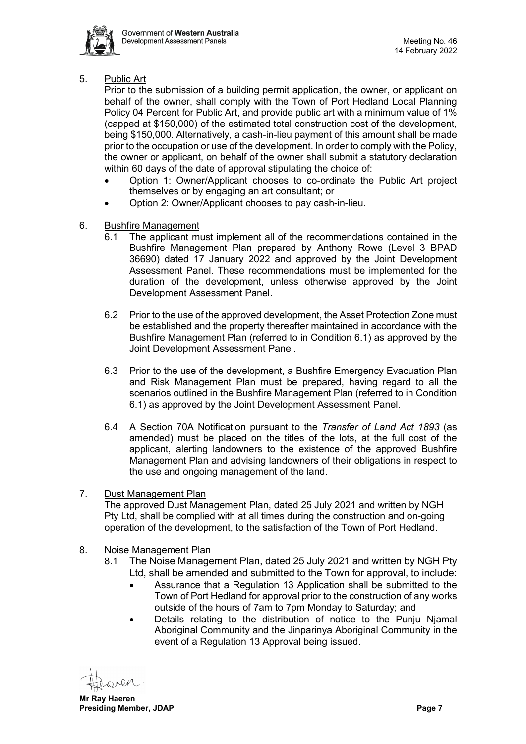5. Public Art

   Prior to the submission of a building permit application, the owner, or applicant on behalf of the owner, shall comply with the Town of Port Hedland Local Planning Policy 04 Percent for Public Art, and provide public art with a minimum value of 1% (capped at $150,000) of the estimated total construction cost of the development, being $150,000. Alternatively, a cash-in-lieu payment of this amount shall be made prior to the occupation or use of the development. In order to comply with the Policy, the owner or applicant, on behalf of the owner shall submit a statutory declaration within 60 days of the date of approval stipulating the choice of:

   - Option 1: Owner/Applicant chooses to co-ordinate the Public Art project themselves or by engaging an art consultant; or
   - Option 2: Owner/Applicant chooses to pay cash-in-lieu.

6. Bushfire Management

   6.1 The applicant must implement all of the recommendations contained in the Bushfire Management Plan prepared by Anthony Rowe (Level 3 BPAD 36690) dated 17 January 2022 and approved by the Joint Development Assessment Panel. These recommendations must be implemented for the duration of the development, unless otherwise approved by the Joint Development Assessment Panel.

   6.2 Prior to the use of the approved development, the Asset Protection Zone must be established and the property thereafter maintained in accordance with the Bushfire Management Plan (referred to in Condition 6.1) as approved by the Joint Development Assessment Panel.

   6.3 Prior to the use of the development, a Bushfire Emergency Evacuation Plan and Risk Management Plan must be prepared, having regard to all the scenarios outlined in the Bushfire Management Plan (referred to in Condition 6.1) as approved by the Joint Development Assessment Panel.

   6.4 A Section 70A Notification pursuant to the *Transfer of Land Act 1893* (as amended) must be placed on the titles of the lots, at the full cost of the applicant, alerting landowners to the existence of the approved Bushfire Management Plan and advising landowners of their obligations in respect to the use and ongoing management of the land.

7. Dust Management Plan

   The approved Dust Management Plan, dated 25 July 2021 and written by NGH Pty Ltd, shall be complied with at all times during the construction and on-going operation of the development, to the satisfaction of the Town of Port Hedland.

8. Noise Management Plan

   8.1 The Noise Management Plan, dated 25 July 2021 and written by NGH Pty Ltd, shall be amended and submitted to the Town for approval, to include:

   - Assurance that a Regulation 13 Application shall be submitted to the Town of Port Hedland for approval prior to the construction of any works outside of the hours of 7am to 7pm Monday to Saturday; and
   - Details relating to the distribution of notice to the Punju Njamal Aboriginal Community and the Jinparinya Aboriginal Community in the event of a Regulation 13 Approval being issued.

**Mr Ray Haeren**
**Presiding Member, JDAP**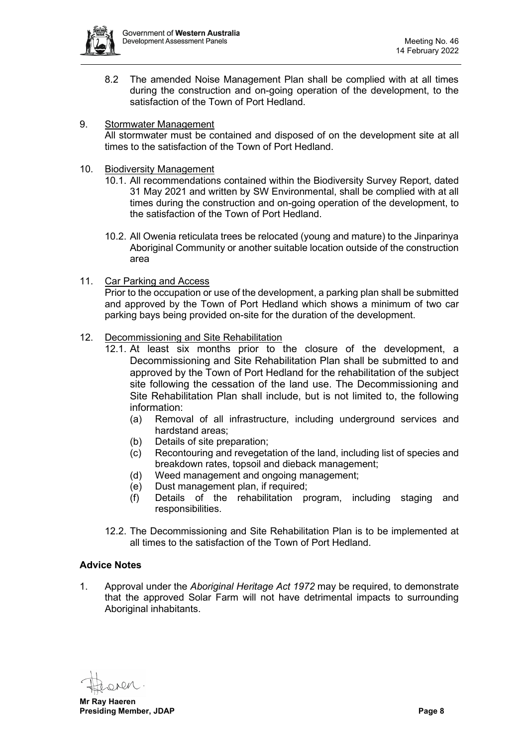8.2 The amended Noise Management Plan shall be complied with at all times during the construction and on-going operation of the development, to the satisfaction of the Town of Port Hedland.

9. Stormwater Management

   All stormwater must be contained and disposed of on the development site at all times to the satisfaction of the Town of Port Hedland.

10. Biodiversity Management

    10.1. All recommendations contained within the Biodiversity Survey Report, dated 31 May 2021 and written by SW Environmental, shall be complied with at all times during the construction and on-going operation of the development, to the satisfaction of the Town of Port Hedland.

    10.2. All Owenia reticulata trees be relocated (young and mature) to the Jinparinya Aboriginal Community or another suitable location outside of the construction area

11. Car Parking and Access

    Prior to the occupation or use of the development, a parking plan shall be submitted and approved by the Town of Port Hedland which shows a minimum of two car parking bays being provided on-site for the duration of the development.

12. Decommissioning and Site Rehabilitation

    12.1. At least six months prior to the closure of the development, a Decommissioning and Site Rehabilitation Plan shall be submitted to and approved by the Town of Port Hedland for the rehabilitation of the subject site following the cessation of the land use. The Decommissioning and Site Rehabilitation Plan shall include, but is not limited to, the following information:
    - (a) Removal of all infrastructure, including underground services and hardstand areas;
    - (b) Details of site preparation;
    - (c) Recontouring and revegetation of the land, including list of species and breakdown rates, topsoil and dieback management;
    - (d) Weed management and ongoing management;
    - (e) Dust management plan, if required;
    - (f) Details of the rehabilitation program, including staging and responsibilities.

    12.2. The Decommissioning and Site Rehabilitation Plan is to be implemented at all times to the satisfaction of the Town of Port Hedland.

**Advice Notes**

1. Approval under the *Aboriginal Heritage Act 1972* may be required, to demonstrate that the approved Solar Farm will not have detrimental impacts to surrounding Aboriginal inhabitants.

**Mr Ray Haeren**
**Presiding Member, JDAP**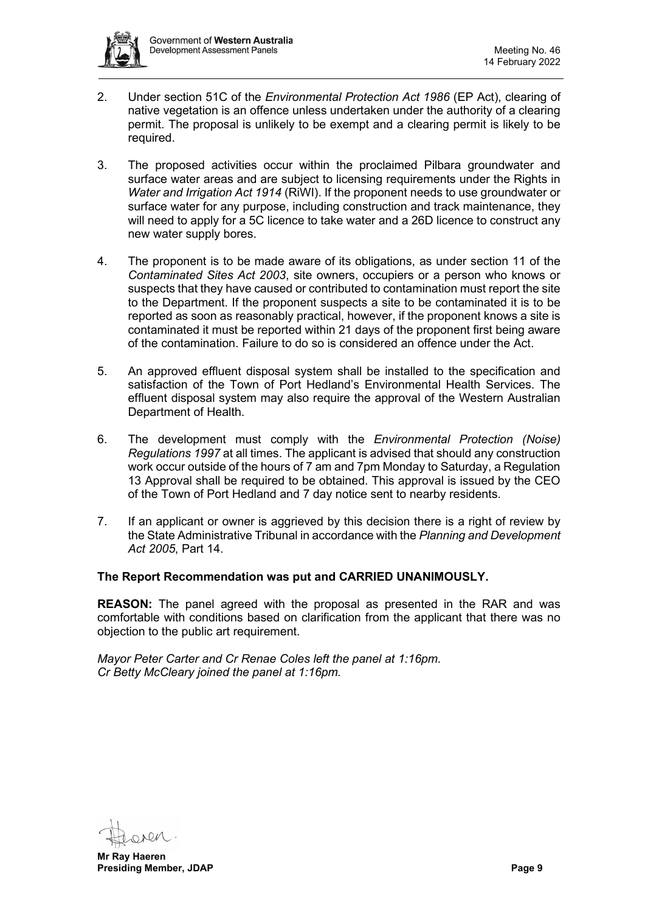2. Under section 51C of the *Environmental Protection Act 1986* (EP Act), clearing of native vegetation is an offence unless undertaken under the authority of a clearing permit. The proposal is unlikely to be exempt and a clearing permit is likely to be required.

3. The proposed activities occur within the proclaimed Pilbara groundwater and surface water areas and are subject to licensing requirements under the Rights in *Water and Irrigation Act 1914* (RiWI). If the proponent needs to use groundwater or surface water for any purpose, including construction and track maintenance, they will need to apply for a 5C licence to take water and a 26D licence to construct any new water supply bores.

4. The proponent is to be made aware of its obligations, as under section 11 of the *Contaminated Sites Act 2003*, site owners, occupiers or a person who knows or suspects that they have caused or contributed to contamination must report the site to the Department. If the proponent suspects a site to be contaminated it is to be reported as soon as reasonably practical, however, if the proponent knows a site is contaminated it must be reported within 21 days of the proponent first being aware of the contamination. Failure to do so is considered an offence under the Act.

5. An approved effluent disposal system shall be installed to the specification and satisfaction of the Town of Port Hedland's Environmental Health Services. The effluent disposal system may also require the approval of the Western Australian Department of Health.

6. The development must comply with the *Environmental Protection (Noise) Regulations 1997* at all times. The applicant is advised that should any construction work occur outside of the hours of 7 am and 7pm Monday to Saturday, a Regulation 13 Approval shall be required to be obtained. This approval is issued by the CEO of the Town of Port Hedland and 7 day notice sent to nearby residents.

7. If an applicant or owner is aggrieved by this decision there is a right of review by the State Administrative Tribunal in accordance with the *Planning and Development Act 2005*, Part 14.

**The Report Recommendation was put and CARRIED UNANIMOUSLY.**

**REASON:** The panel agreed with the proposal as presented in the RAR and was comfortable with conditions based on clarification from the applicant that there was no objection to the public art requirement.

*Mayor Peter Carter and Cr Renae Coles left the panel at 1:16pm.*
*Cr Betty McCleary joined the panel at 1:16pm.*

**Mr Ray Haeren**
**Presiding Member, JDAP**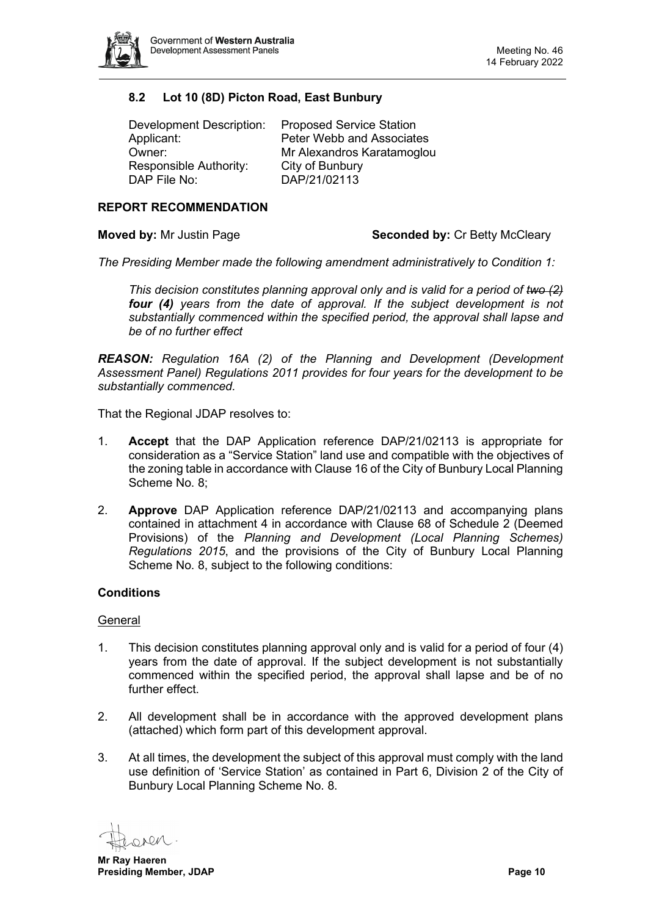## 8.2 Lot 10 (8D) Picton Road, East Bunbury

| | |
|---|---|
| Development Description: | Proposed Service Station |
| Applicant: | Peter Webb and Associates |
| Owner: | Mr Alexandros Karatamoglou |
| Responsible Authority: | City of Bunbury |
| DAP File No: | DAP/21/02113 |

### REPORT RECOMMENDATION

**Moved by:** Mr Justin Page **Seconded by:** Cr Betty McCleary

*The Presiding Member made the following amendment administratively to Condition 1:*

> *This decision constitutes planning approval only and is valid for a period of ~~two (2)~~ **four (4)** years from the date of approval. If the subject development is not substantially commenced within the specified period, the approval shall lapse and be of no further effect*

***REASON:*** *Regulation 16A (2) of the Planning and Development (Development Assessment Panel) Regulations 2011 provides for four years for the development to be substantially commenced.*

That the Regional JDAP resolves to:

1. **Accept** that the DAP Application reference DAP/21/02113 is appropriate for consideration as a "Service Station" land use and compatible with the objectives of the zoning table in accordance with Clause 16 of the City of Bunbury Local Planning Scheme No. 8;
2. **Approve** DAP Application reference DAP/21/02113 and accompanying plans contained in attachment 4 in accordance with Clause 68 of Schedule 2 (Deemed Provisions) of the *Planning and Development (Local Planning Schemes) Regulations 2015*, and the provisions of the City of Bunbury Local Planning Scheme No. 8, subject to the following conditions:

### Conditions

General

1. This decision constitutes planning approval only and is valid for a period of four (4) years from the date of approval. If the subject development is not substantially commenced within the specified period, the approval shall lapse and be of no further effect.
2. All development shall be in accordance with the approved development plans (attached) which form part of this development approval.
3. At all times, the development the subject of this approval must comply with the land use definition of 'Service Station' as contained in Part 6, Division 2 of the City of Bunbury Local Planning Scheme No. 8.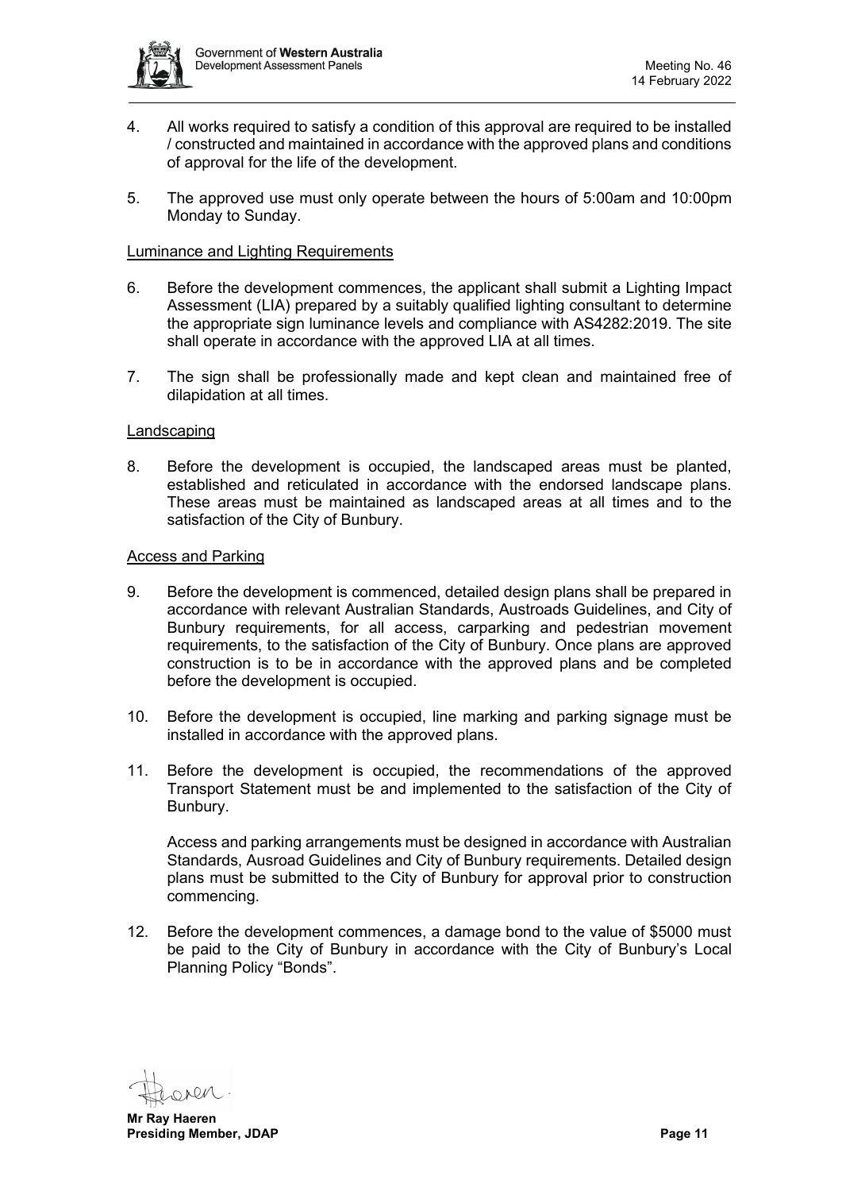4. All works required to satisfy a condition of this approval are required to be installed / constructed and maintained in accordance with the approved plans and conditions of approval for the life of the development.

5. The approved use must only operate between the hours of 5:00am and 10:00pm Monday to Sunday.

<u>Luminance and Lighting Requirements</u>

6. Before the development commences, the applicant shall submit a Lighting Impact Assessment (LIA) prepared by a suitably qualified lighting consultant to determine the appropriate sign luminance levels and compliance with AS4282:2019. The site shall operate in accordance with the approved LIA at all times.

7. The sign shall be professionally made and kept clean and maintained free of dilapidation at all times.

<u>Landscaping</u>

8. Before the development is occupied, the landscaped areas must be planted, established and reticulated in accordance with the endorsed landscape plans. These areas must be maintained as landscaped areas at all times and to the satisfaction of the City of Bunbury.

<u>Access and Parking</u>

9. Before the development is commenced, detailed design plans shall be prepared in accordance with relevant Australian Standards, Austroads Guidelines, and City of Bunbury requirements, for all access, carparking and pedestrian movement requirements, to the satisfaction of the City of Bunbury. Once plans are approved construction is to be in accordance with the approved plans and be completed before the development is occupied.

10. Before the development is occupied, line marking and parking signage must be installed in accordance with the approved plans.

11. Before the development is occupied, the recommendations of the approved Transport Statement must be and implemented to the satisfaction of the City of Bunbury.

    Access and parking arrangements must be designed in accordance with Australian Standards, Ausroad Guidelines and City of Bunbury requirements. Detailed design plans must be submitted to the City of Bunbury for approval prior to construction commencing.

12. Before the development commences, a damage bond to the value of $5000 must be paid to the City of Bunbury in accordance with the City of Bunbury's Local Planning Policy "Bonds".

**Mr Ray Haeren**
**Presiding Member, JDAP**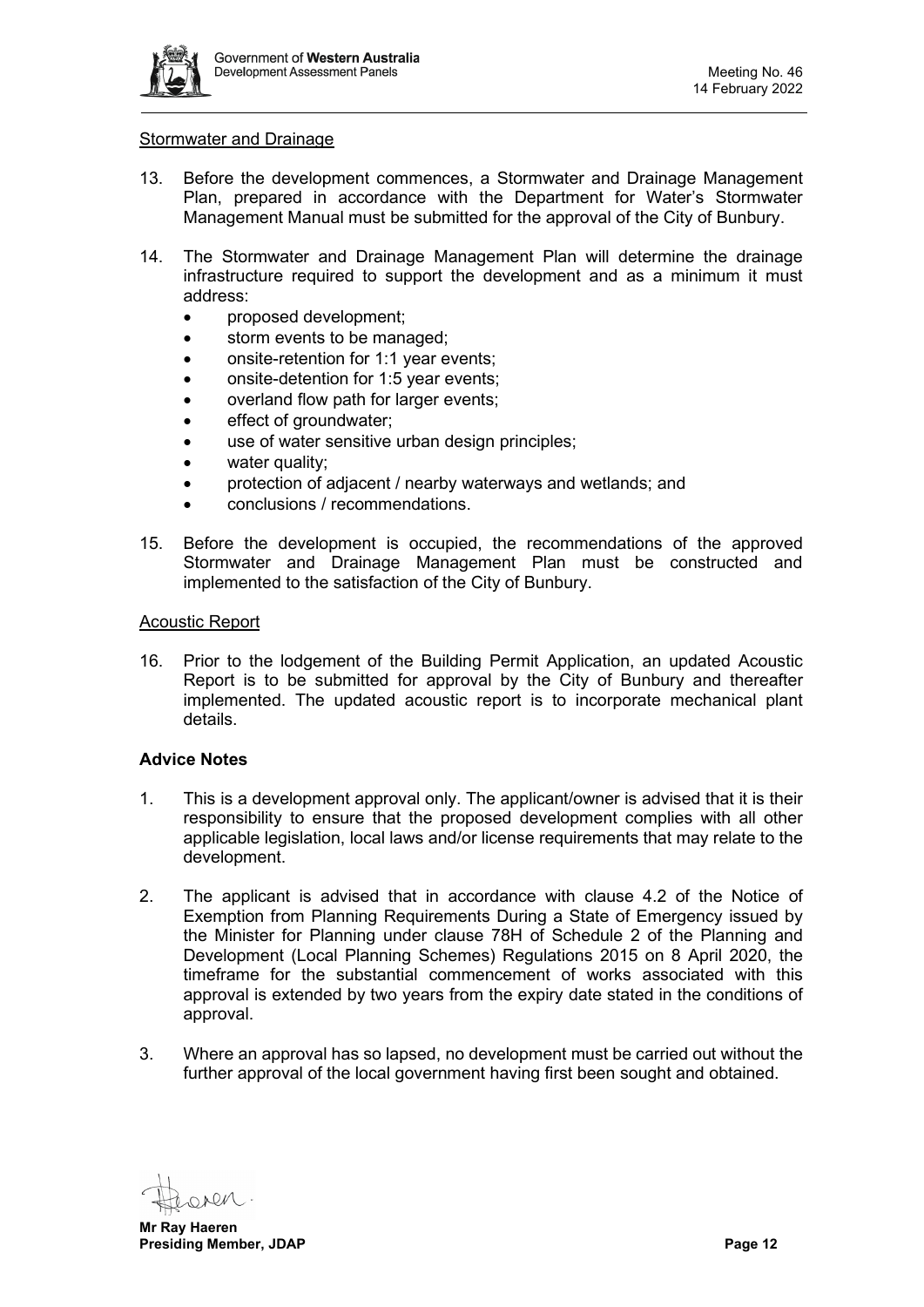Stormwater and Drainage

13. Before the development commences, a Stormwater and Drainage Management Plan, prepared in accordance with the Department for Water's Stormwater Management Manual must be submitted for the approval of the City of Bunbury.

14. The Stormwater and Drainage Management Plan will determine the drainage infrastructure required to support the development and as a minimum it must address:
    - proposed development;
    - storm events to be managed;
    - onsite-retention for 1:1 year events;
    - onsite-detention for 1:5 year events;
    - overland flow path for larger events;
    - effect of groundwater;
    - use of water sensitive urban design principles;
    - water quality;
    - protection of adjacent / nearby waterways and wetlands; and
    - conclusions / recommendations.

15. Before the development is occupied, the recommendations of the approved Stormwater and Drainage Management Plan must be constructed and implemented to the satisfaction of the City of Bunbury.

Acoustic Report

16. Prior to the lodgement of the Building Permit Application, an updated Acoustic Report is to be submitted for approval by the City of Bunbury and thereafter implemented. The updated acoustic report is to incorporate mechanical plant details.

**Advice Notes**

1. This is a development approval only. The applicant/owner is advised that it is their responsibility to ensure that the proposed development complies with all other applicable legislation, local laws and/or license requirements that may relate to the development.

2. The applicant is advised that in accordance with clause 4.2 of the Notice of Exemption from Planning Requirements During a State of Emergency issued by the Minister for Planning under clause 78H of Schedule 2 of the Planning and Development (Local Planning Schemes) Regulations 2015 on 8 April 2020, the timeframe for the substantial commencement of works associated with this approval is extended by two years from the expiry date stated in the conditions of approval.

3. Where an approval has so lapsed, no development must be carried out without the further approval of the local government having first been sought and obtained.

**Mr Ray Haeren**
**Presiding Member, JDAP**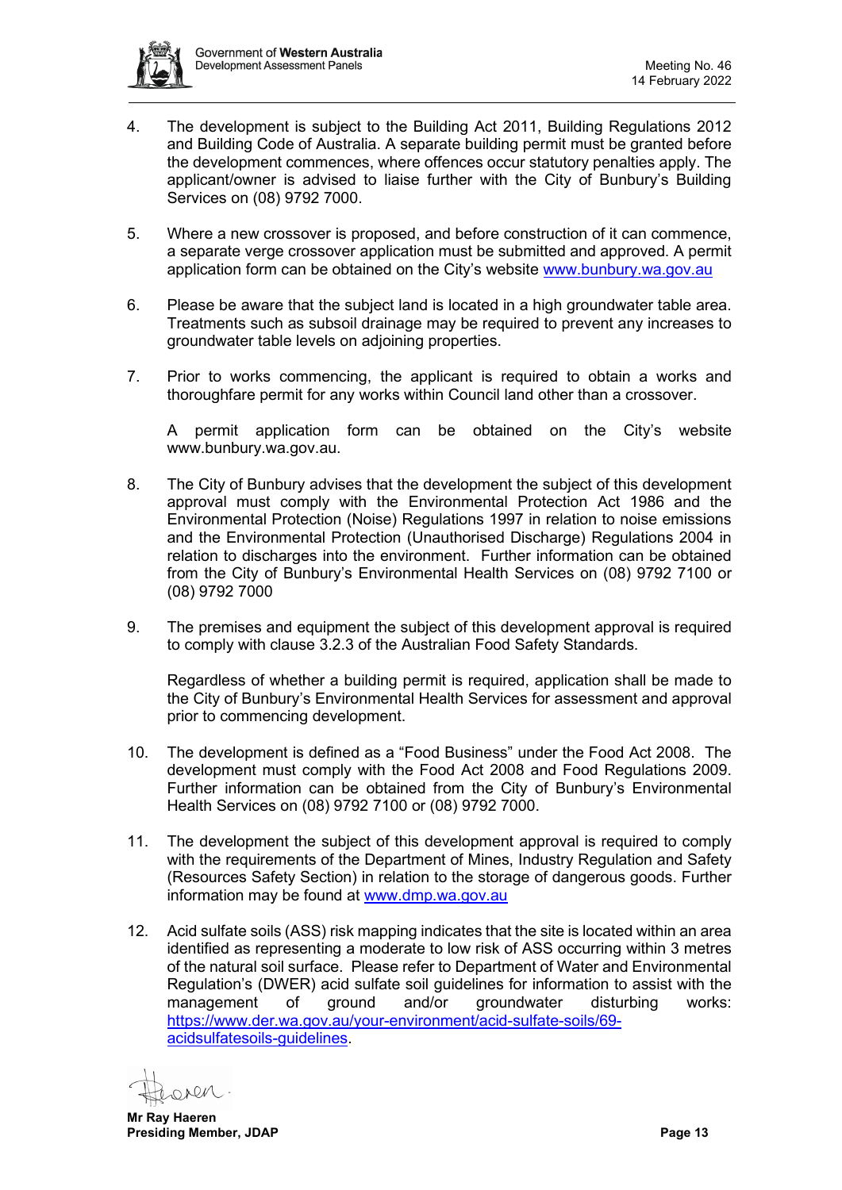4. The development is subject to the Building Act 2011, Building Regulations 2012 and Building Code of Australia. A separate building permit must be granted before the development commences, where offences occur statutory penalties apply. The applicant/owner is advised to liaise further with the City of Bunbury's Building Services on (08) 9792 7000.

5. Where a new crossover is proposed, and before construction of it can commence, a separate verge crossover application must be submitted and approved. A permit application form can be obtained on the City's website [www.bunbury.wa.gov.au](http://www.bunbury.wa.gov.au)

6. Please be aware that the subject land is located in a high groundwater table area. Treatments such as subsoil drainage may be required to prevent any increases to groundwater table levels on adjoining properties.

7. Prior to works commencing, the applicant is required to obtain a works and thoroughfare permit for any works within Council land other than a crossover.

   A permit application form can be obtained on the City's website www.bunbury.wa.gov.au.

8. The City of Bunbury advises that the development the subject of this development approval must comply with the Environmental Protection Act 1986 and the Environmental Protection (Noise) Regulations 1997 in relation to noise emissions and the Environmental Protection (Unauthorised Discharge) Regulations 2004 in relation to discharges into the environment. Further information can be obtained from the City of Bunbury's Environmental Health Services on (08) 9792 7100 or (08) 9792 7000

9. The premises and equipment the subject of this development approval is required to comply with clause 3.2.3 of the Australian Food Safety Standards.

   Regardless of whether a building permit is required, application shall be made to the City of Bunbury's Environmental Health Services for assessment and approval prior to commencing development.

10. The development is defined as a "Food Business" under the Food Act 2008. The development must comply with the Food Act 2008 and Food Regulations 2009. Further information can be obtained from the City of Bunbury's Environmental Health Services on (08) 9792 7100 or (08) 9792 7000.

11. The development the subject of this development approval is required to comply with the requirements of the Department of Mines, Industry Regulation and Safety (Resources Safety Section) in relation to the storage of dangerous goods. Further information may be found at [www.dmp.wa.gov.au](http://www.dmp.wa.gov.au)

12. Acid sulfate soils (ASS) risk mapping indicates that the site is located within an area identified as representing a moderate to low risk of ASS occurring within 3 metres of the natural soil surface. Please refer to Department of Water and Environmental Regulation's (DWER) acid sulfate soil guidelines for information to assist with the management of ground and/or groundwater disturbing works: [https://www.der.wa.gov.au/your-environment/acid-sulfate-soils/69-acidsulfatesoils-guidelines](https://www.der.wa.gov.au/your-environment/acid-sulfate-soils/69-acidsulfatesoils-guidelines).

**Mr Ray Haeren**
**Presiding Member, JDAP**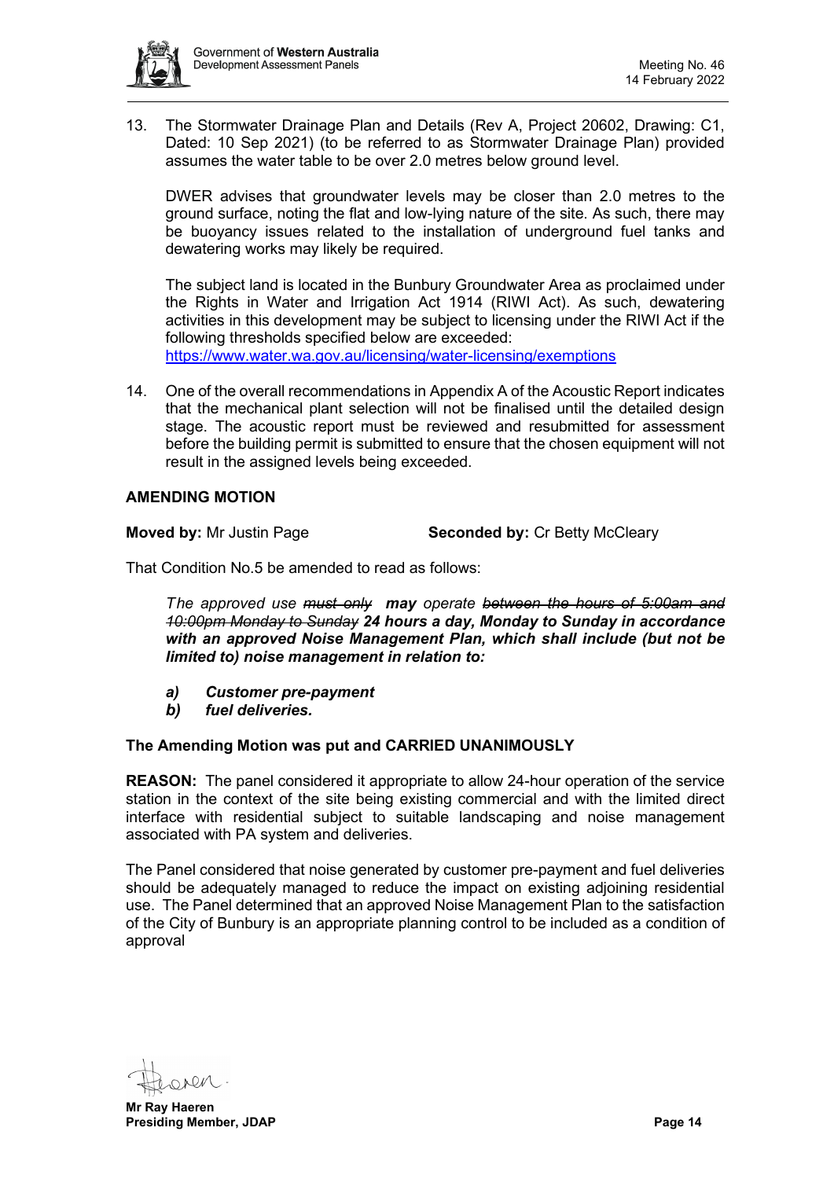13. The Stormwater Drainage Plan and Details (Rev A, Project 20602, Drawing: C1, Dated: 10 Sep 2021) (to be referred to as Stormwater Drainage Plan) provided assumes the water table to be over 2.0 metres below ground level.

    DWER advises that groundwater levels may be closer than 2.0 metres to the ground surface, noting the flat and low-lying nature of the site. As such, there may be buoyancy issues related to the installation of underground fuel tanks and dewatering works may likely be required.

    The subject land is located in the Bunbury Groundwater Area as proclaimed under the Rights in Water and Irrigation Act 1914 (RIWI Act). As such, dewatering activities in this development may be subject to licensing under the RIWI Act if the following thresholds specified below are exceeded: https://www.water.wa.gov.au/licensing/water-licensing/exemptions

14. One of the overall recommendations in Appendix A of the Acoustic Report indicates that the mechanical plant selection will not be finalised until the detailed design stage. The acoustic report must be reviewed and resubmitted for assessment before the building permit is submitted to ensure that the chosen equipment will not result in the assigned levels being exceeded.

**AMENDING MOTION**

**Moved by:** Mr Justin Page **Seconded by:** Cr Betty McCleary

That Condition No.5 be amended to read as follows:

> *The approved use ~~must only~~* ***may*** *operate ~~between the hours of 5:00am and 10:00pm Monday to Sunday~~* ***24 hours a day, Monday to Sunday in accordance with an approved Noise Management Plan, which shall include (but not be limited to) noise management in relation to:***
>
> ***a) Customer pre-payment***
> ***b) fuel deliveries.***

**The Amending Motion was put and CARRIED UNANIMOUSLY**

**REASON:** The panel considered it appropriate to allow 24-hour operation of the service station in the context of the site being existing commercial and with the limited direct interface with residential subject to suitable landscaping and noise management associated with PA system and deliveries.

The Panel considered that noise generated by customer pre-payment and fuel deliveries should be adequately managed to reduce the impact on existing adjoining residential use. The Panel determined that an approved Noise Management Plan to the satisfaction of the City of Bunbury is an appropriate planning control to be included as a condition of approval

**Mr Ray Haeren**
**Presiding Member, JDAP**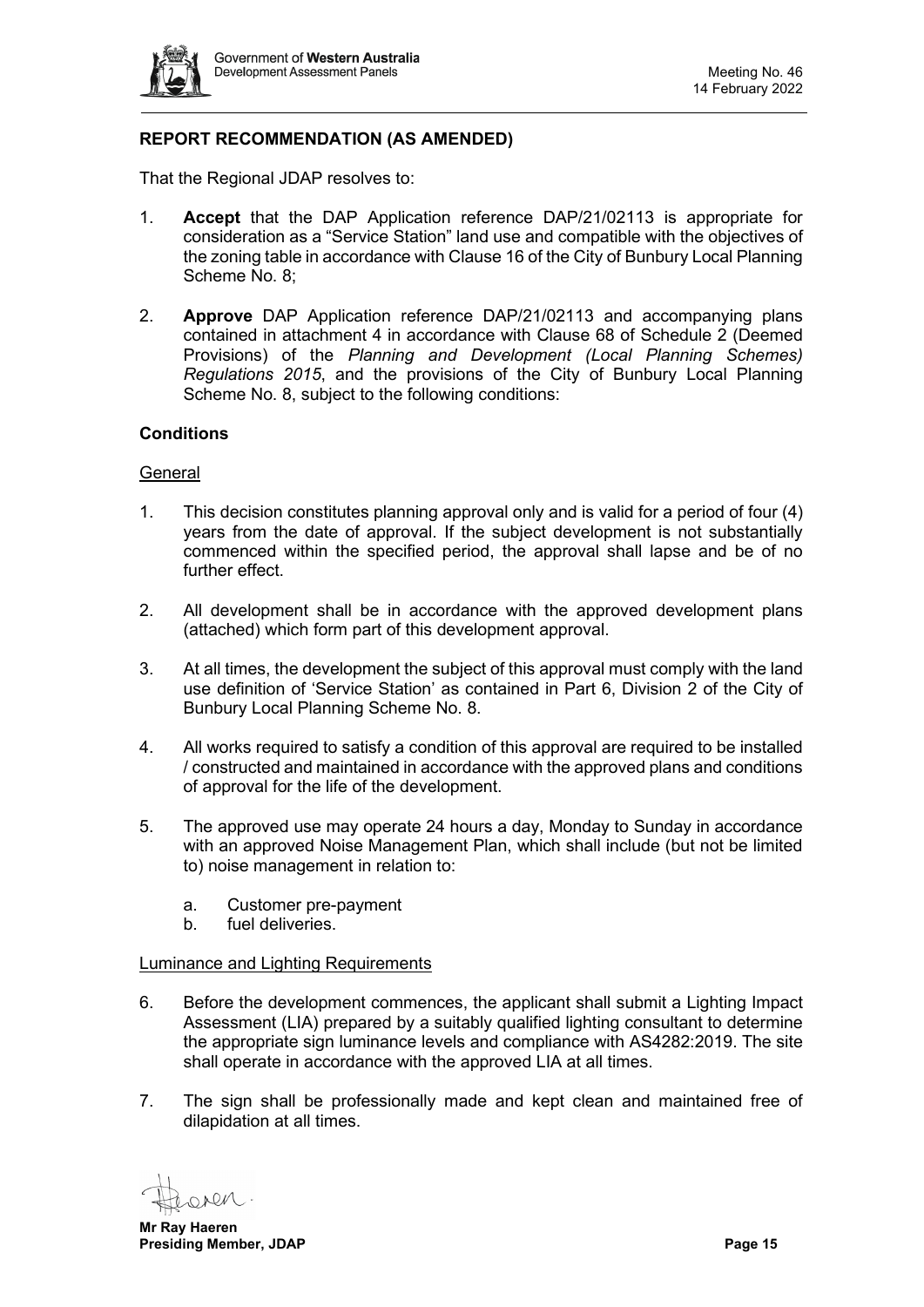**REPORT RECOMMENDATION (AS AMENDED)**

That the Regional JDAP resolves to:

1. **Accept** that the DAP Application reference DAP/21/02113 is appropriate for consideration as a "Service Station" land use and compatible with the objectives of the zoning table in accordance with Clause 16 of the City of Bunbury Local Planning Scheme No. 8;

2. **Approve** DAP Application reference DAP/21/02113 and accompanying plans contained in attachment 4 in accordance with Clause 68 of Schedule 2 (Deemed Provisions) of the *Planning and Development (Local Planning Schemes) Regulations 2015*, and the provisions of the City of Bunbury Local Planning Scheme No. 8, subject to the following conditions:

**Conditions**

General

1. This decision constitutes planning approval only and is valid for a period of four (4) years from the date of approval. If the subject development is not substantially commenced within the specified period, the approval shall lapse and be of no further effect.

2. All development shall be in accordance with the approved development plans (attached) which form part of this development approval.

3. At all times, the development the subject of this approval must comply with the land use definition of 'Service Station' as contained in Part 6, Division 2 of the City of Bunbury Local Planning Scheme No. 8.

4. All works required to satisfy a condition of this approval are required to be installed / constructed and maintained in accordance with the approved plans and conditions of approval for the life of the development.

5. The approved use may operate 24 hours a day, Monday to Sunday in accordance with an approved Noise Management Plan, which shall include (but not be limited to) noise management in relation to:

   a. Customer pre-payment
   b. fuel deliveries.

Luminance and Lighting Requirements

6. Before the development commences, the applicant shall submit a Lighting Impact Assessment (LIA) prepared by a suitably qualified lighting consultant to determine the appropriate sign luminance levels and compliance with AS4282:2019. The site shall operate in accordance with the approved LIA at all times.

7. The sign shall be professionally made and kept clean and maintained free of dilapidation at all times.

**Mr Ray Haeren**
**Presiding Member, JDAP**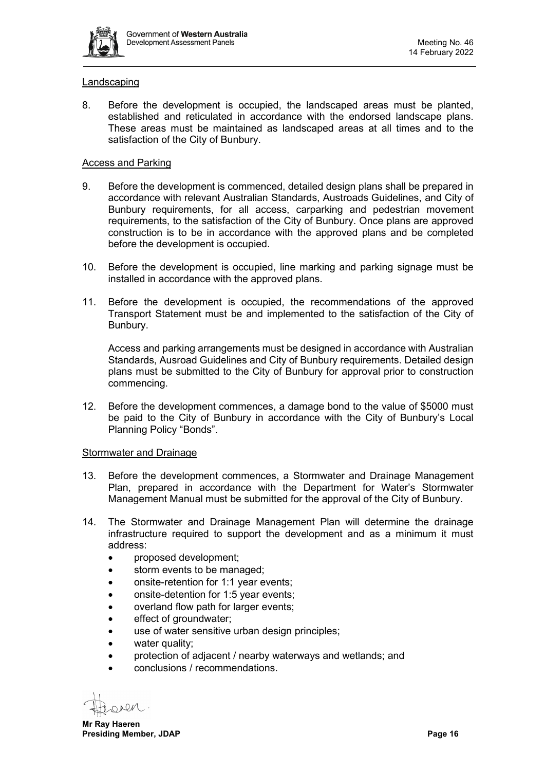Landscaping

8. Before the development is occupied, the landscaped areas must be planted, established and reticulated in accordance with the endorsed landscape plans. These areas must be maintained as landscaped areas at all times and to the satisfaction of the City of Bunbury.

Access and Parking

9. Before the development is commenced, detailed design plans shall be prepared in accordance with relevant Australian Standards, Austroads Guidelines, and City of Bunbury requirements, for all access, carparking and pedestrian movement requirements, to the satisfaction of the City of Bunbury. Once plans are approved construction is to be in accordance with the approved plans and be completed before the development is occupied.

10. Before the development is occupied, line marking and parking signage must be installed in accordance with the approved plans.

11. Before the development is occupied, the recommendations of the approved Transport Statement must be and implemented to the satisfaction of the City of Bunbury.

    Access and parking arrangements must be designed in accordance with Australian Standards, Ausroad Guidelines and City of Bunbury requirements. Detailed design plans must be submitted to the City of Bunbury for approval prior to construction commencing.

12. Before the development commences, a damage bond to the value of $5000 must be paid to the City of Bunbury in accordance with the City of Bunbury's Local Planning Policy "Bonds".

Stormwater and Drainage

13. Before the development commences, a Stormwater and Drainage Management Plan, prepared in accordance with the Department for Water's Stormwater Management Manual must be submitted for the approval of the City of Bunbury.

14. The Stormwater and Drainage Management Plan will determine the drainage infrastructure required to support the development and as a minimum it must address:
    - proposed development;
    - storm events to be managed;
    - onsite-retention for 1:1 year events;
    - onsite-detention for 1:5 year events;
    - overland flow path for larger events;
    - effect of groundwater;
    - use of water sensitive urban design principles;
    - water quality;
    - protection of adjacent / nearby waterways and wetlands; and
    - conclusions / recommendations.

**Mr Ray Haeren**
**Presiding Member, JDAP**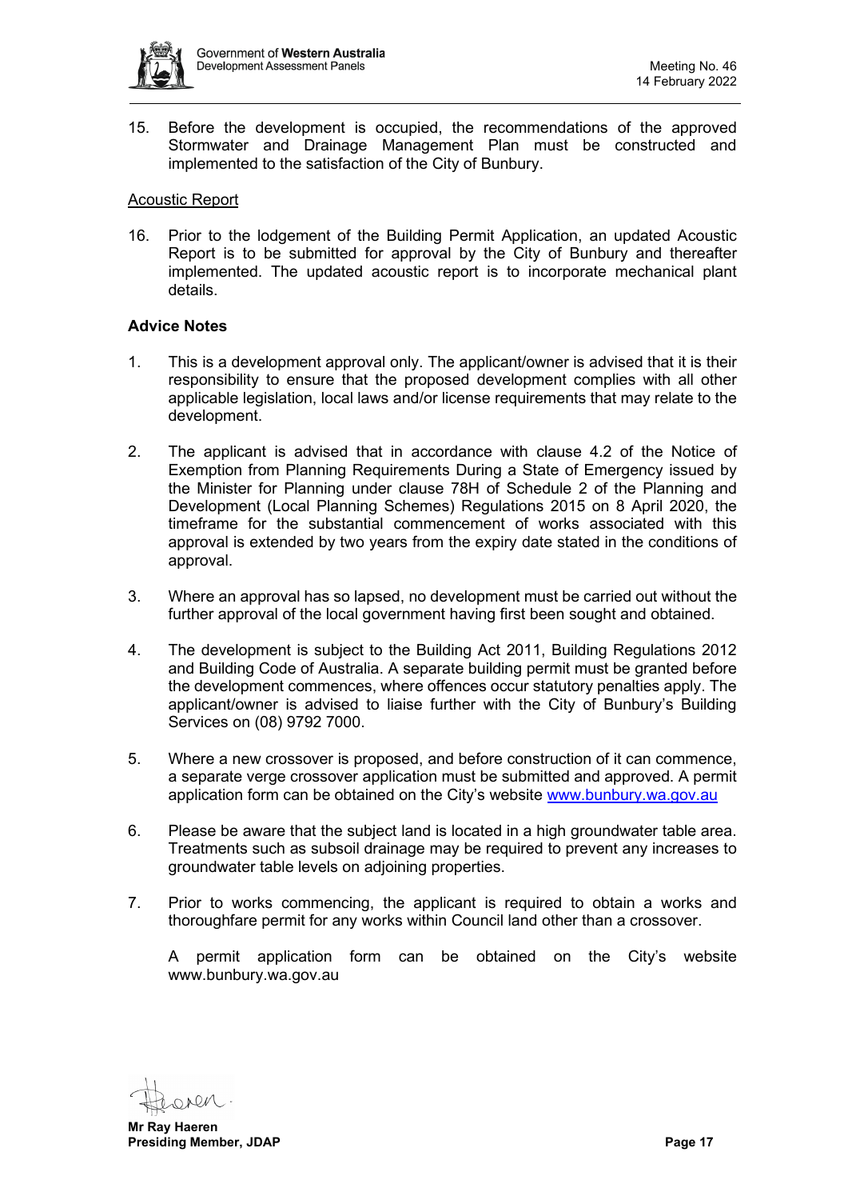15. Before the development is occupied, the recommendations of the approved Stormwater and Drainage Management Plan must be constructed and implemented to the satisfaction of the City of Bunbury.

Acoustic Report

16. Prior to the lodgement of the Building Permit Application, an updated Acoustic Report is to be submitted for approval by the City of Bunbury and thereafter implemented. The updated acoustic report is to incorporate mechanical plant details.

**Advice Notes**

1. This is a development approval only. The applicant/owner is advised that it is their responsibility to ensure that the proposed development complies with all other applicable legislation, local laws and/or license requirements that may relate to the development.

2. The applicant is advised that in accordance with clause 4.2 of the Notice of Exemption from Planning Requirements During a State of Emergency issued by the Minister for Planning under clause 78H of Schedule 2 of the Planning and Development (Local Planning Schemes) Regulations 2015 on 8 April 2020, the timeframe for the substantial commencement of works associated with this approval is extended by two years from the expiry date stated in the conditions of approval.

3. Where an approval has so lapsed, no development must be carried out without the further approval of the local government having first been sought and obtained.

4. The development is subject to the Building Act 2011, Building Regulations 2012 and Building Code of Australia. A separate building permit must be granted before the development commences, where offences occur statutory penalties apply. The applicant/owner is advised to liaise further with the City of Bunbury's Building Services on (08) 9792 7000.

5. Where a new crossover is proposed, and before construction of it can commence, a separate verge crossover application must be submitted and approved. A permit application form can be obtained on the City's website www.bunbury.wa.gov.au

6. Please be aware that the subject land is located in a high groundwater table area. Treatments such as subsoil drainage may be required to prevent any increases to groundwater table levels on adjoining properties.

7. Prior to works commencing, the applicant is required to obtain a works and thoroughfare permit for any works within Council land other than a crossover.

   A permit application form can be obtained on the City's website www.bunbury.wa.gov.au

**Mr Ray Haeren**
**Presiding Member, JDAP**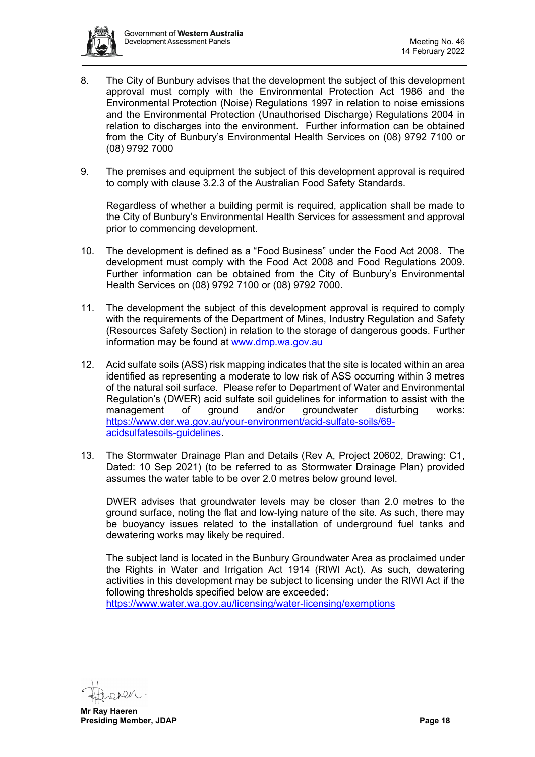8. The City of Bunbury advises that the development the subject of this development approval must comply with the Environmental Protection Act 1986 and the Environmental Protection (Noise) Regulations 1997 in relation to noise emissions and the Environmental Protection (Unauthorised Discharge) Regulations 2004 in relation to discharges into the environment. Further information can be obtained from the City of Bunbury's Environmental Health Services on (08) 9792 7100 or (08) 9792 7000

9. The premises and equipment the subject of this development approval is required to comply with clause 3.2.3 of the Australian Food Safety Standards.

   Regardless of whether a building permit is required, application shall be made to the City of Bunbury's Environmental Health Services for assessment and approval prior to commencing development.

10. The development is defined as a "Food Business" under the Food Act 2008. The development must comply with the Food Act 2008 and Food Regulations 2009. Further information can be obtained from the City of Bunbury's Environmental Health Services on (08) 9792 7100 or (08) 9792 7000.

11. The development the subject of this development approval is required to comply with the requirements of the Department of Mines, Industry Regulation and Safety (Resources Safety Section) in relation to the storage of dangerous goods. Further information may be found at [www.dmp.wa.gov.au](http://www.dmp.wa.gov.au)

12. Acid sulfate soils (ASS) risk mapping indicates that the site is located within an area identified as representing a moderate to low risk of ASS occurring within 3 metres of the natural soil surface. Please refer to Department of Water and Environmental Regulation's (DWER) acid sulfate soil guidelines for information to assist with the management of ground and/or groundwater disturbing works: [https://www.der.wa.gov.au/your-environment/acid-sulfate-soils/69-acidsulfatesoils-guidelines](https://www.der.wa.gov.au/your-environment/acid-sulfate-soils/69-acidsulfatesoils-guidelines).

13. The Stormwater Drainage Plan and Details (Rev A, Project 20602, Drawing: C1, Dated: 10 Sep 2021) (to be referred to as Stormwater Drainage Plan) provided assumes the water table to be over 2.0 metres below ground level.

    DWER advises that groundwater levels may be closer than 2.0 metres to the ground surface, noting the flat and low-lying nature of the site. As such, there may be buoyancy issues related to the installation of underground fuel tanks and dewatering works may likely be required.

    The subject land is located in the Bunbury Groundwater Area as proclaimed under the Rights in Water and Irrigation Act 1914 (RIWI Act). As such, dewatering activities in this development may be subject to licensing under the RIWI Act if the following thresholds specified below are exceeded: [https://www.water.wa.gov.au/licensing/water-licensing/exemptions](https://www.water.wa.gov.au/licensing/water-licensing/exemptions)

**Mr Ray Haeren**
**Presiding Member, JDAP**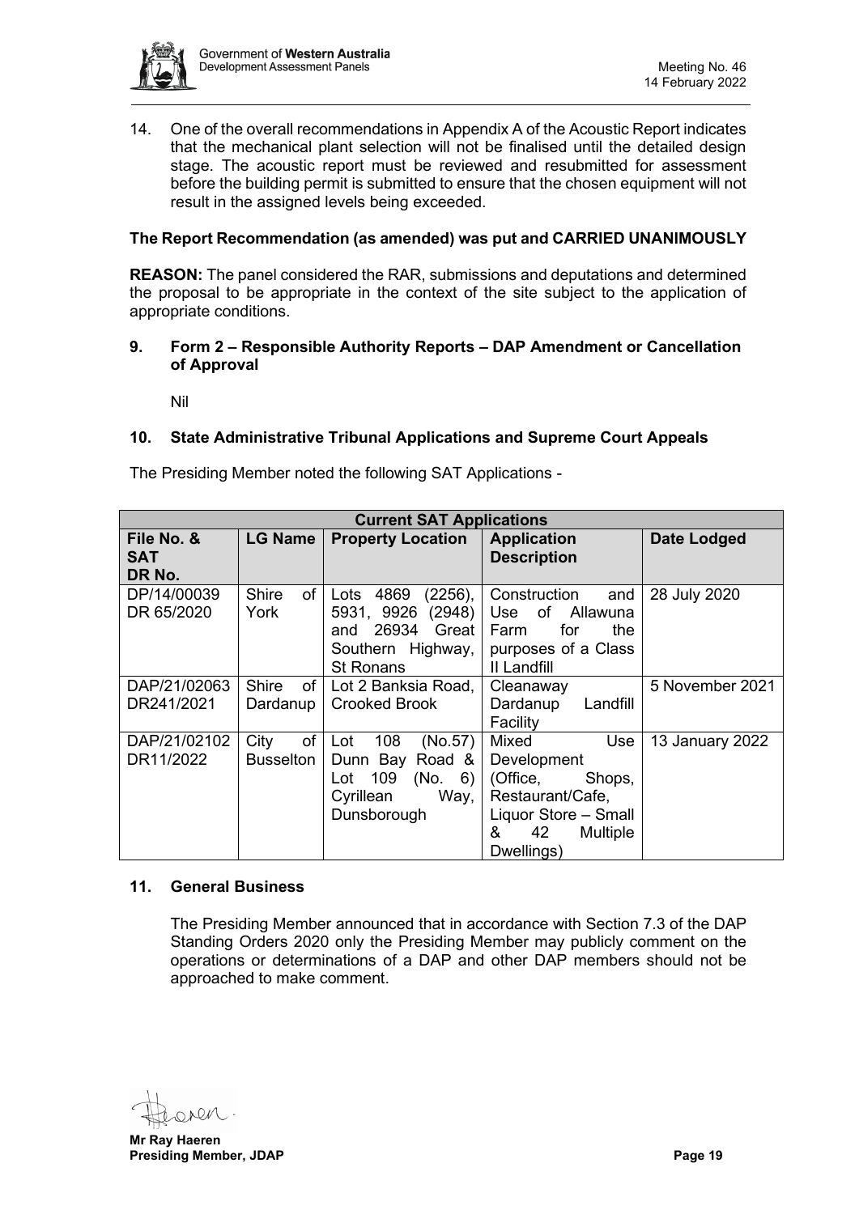14. One of the overall recommendations in Appendix A of the Acoustic Report indicates that the mechanical plant selection will not be finalised until the detailed design stage. The acoustic report must be reviewed and resubmitted for assessment before the building permit is submitted to ensure that the chosen equipment will not result in the assigned levels being exceeded.

**The Report Recommendation (as amended) was put and CARRIED UNANIMOUSLY**

**REASON:** The panel considered the RAR, submissions and deputations and determined the proposal to be appropriate in the context of the site subject to the application of appropriate conditions.

## 9. Form 2 – Responsible Authority Reports – DAP Amendment or Cancellation of Approval

Nil

## 10. State Administrative Tribunal Applications and Supreme Court Appeals

The Presiding Member noted the following SAT Applications -

| **Current SAT Applications** | | | | |
|---|---|---|---|---|
| **File No. & SAT DR No.** | **LG Name** | **Property Location** | **Application Description** | **Date Lodged** |
| DP/14/00039 DR 65/2020 | Shire of York | Lots 4869 (2256), 5931, 9926 (2948) and 26934 Great Southern Highway, St Ronans | Construction and Use of Allawuna Farm for the purposes of a Class II Landfill | 28 July 2020 |
| DAP/21/02063 DR241/2021 | Shire of Dardanup | Lot 2 Banksia Road, Crooked Brook | Cleanaway Dardanup Landfill Facility | 5 November 2021 |
| DAP/21/02102 DR11/2022 | City of Busselton | Lot 108 (No.57) Dunn Bay Road & Lot 109 (No. 6) Cyrillean Way, Dunsborough | Mixed Use Development (Office, Shops, Restaurant/Cafe, Liquor Store – Small & 42 Multiple Dwellings) | 13 January 2022 |

## 11. General Business

The Presiding Member announced that in accordance with Section 7.3 of the DAP Standing Orders 2020 only the Presiding Member may publicly comment on the operations or determinations of a DAP and other DAP members should not be approached to make comment.

**Mr Ray Haeren**
**Presiding Member, JDAP**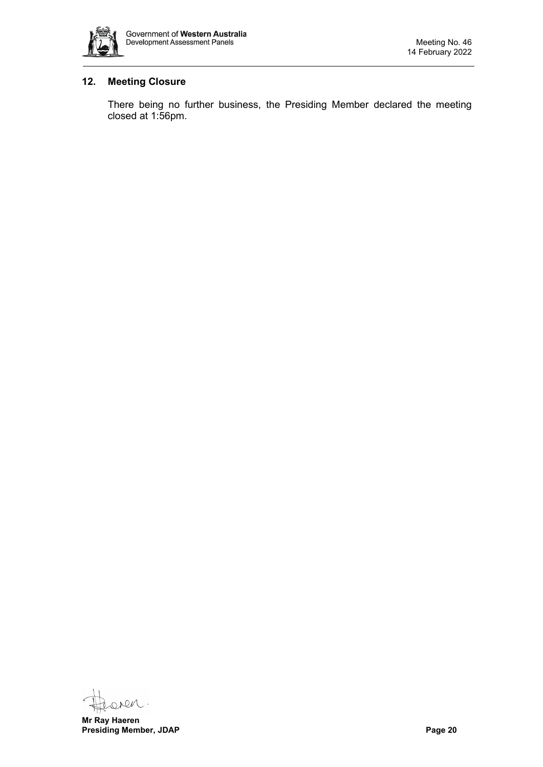## 12. Meeting Closure

There being no further business, the Presiding Member declared the meeting closed at 1:56pm.

**Mr Ray Haeren**
**Presiding Member, JDAP**